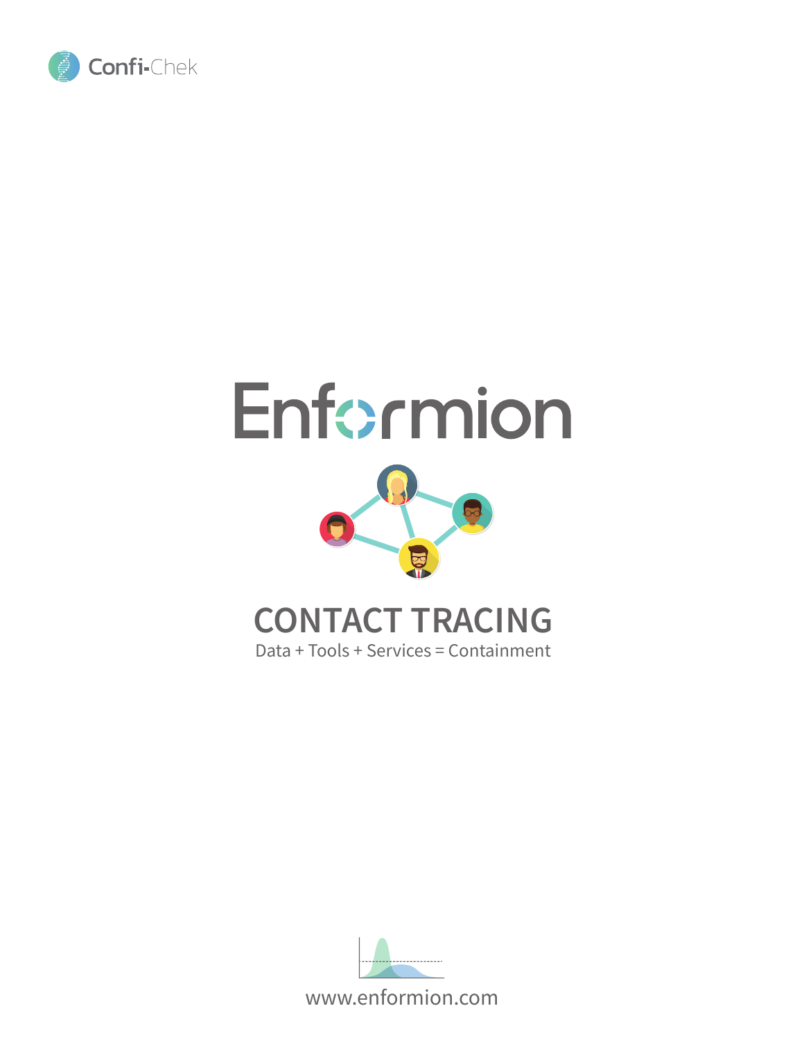Confi-Chek

# Enformion

## CONTACT TRACING

Data + Tools + Services = Containment

www.enformion.com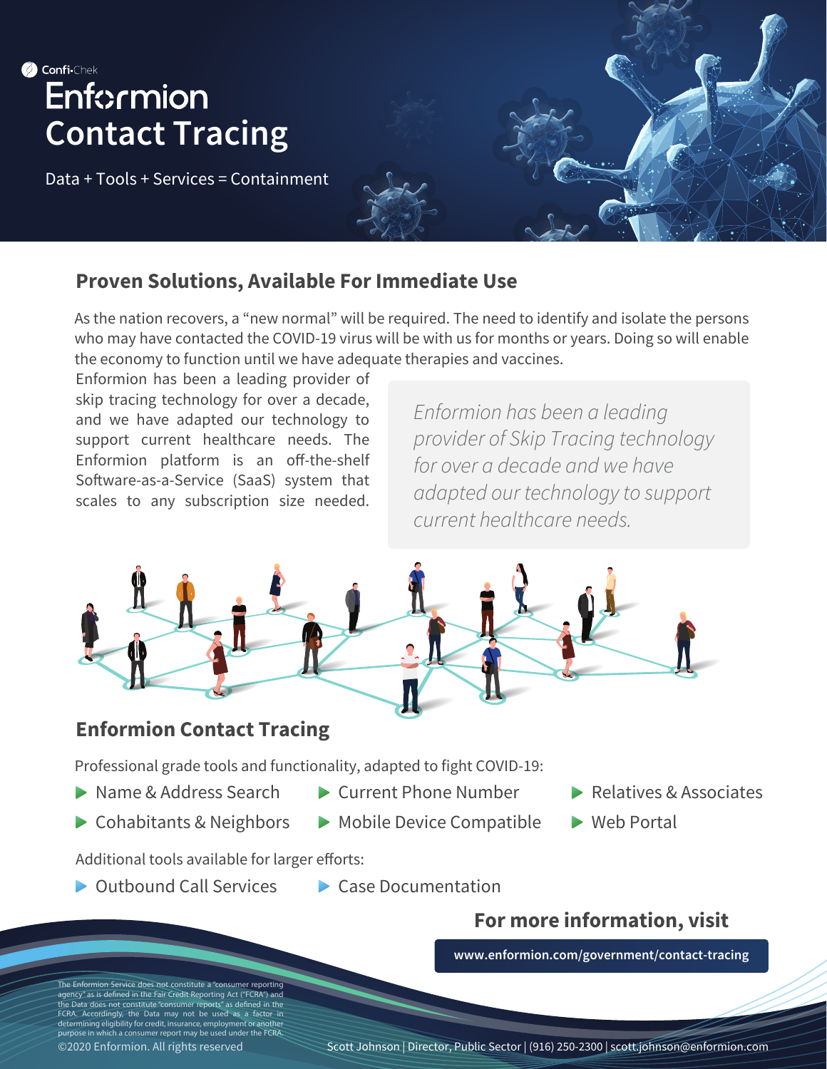Confi·Chek

# Enformion Contact Tracing

Data + Tools + Services = Containment

## Proven Solutions, Available For Immediate Use

As the nation recovers, a "new normal" will be required. The need to identify and isolate the persons who may have contacted the COVID-19 virus will be with us for months or years. Doing so will enable the economy to function until we have adequate therapies and vaccines.

Enformion has been a leading provider of skip tracing technology for over a decade, and we have adapted our technology to support current healthcare needs. The Enformion platform is an off-the-shelf Software-as-a-Service (SaaS) system that scales to any subscription size needed.

*Enformion has been a leading provider of Skip Tracing technology for over a decade and we have adapted our technology to support current healthcare needs.*

## Enformion Contact Tracing

Professional grade tools and functionality, adapted to fight COVID-19:

- Name & Address Search
- Current Phone Number
- Relatives & Associates
- Cohabitants & Neighbors
- Mobile Device Compatible
- Web Portal

Additional tools available for larger efforts:

- Outbound Call Services
- Case Documentation

**For more information, visit**

**www.enformion.com/government/contact-tracing**

The Enformion Service does not constitute a "consumer reporting agency" as is defined in the Fair Credit Reporting Act ("FCRA") and the Data does not constitute "consumer reports" as defined in the FCRA. Accordingly, the Data may not be used as a factor in determining eligibility for credit, insurance, employment or another purpose in which a consumer report may be used under the FCRA.

©2020 Enformion. All rights reserved

Scott Johnson | Director, Public Sector | (916) 250-2300 | scott.johnson@enformion.com